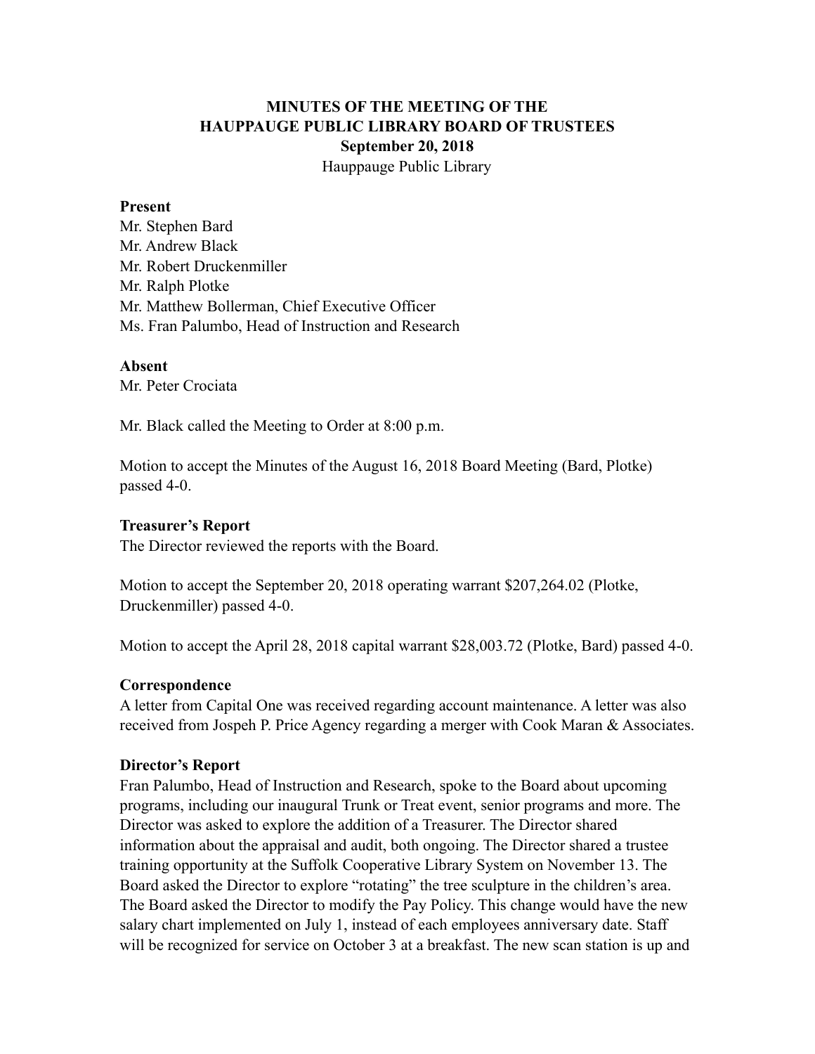# MINUTES OF THE MEETING OF THE HAUPPAUGE PUBLIC LIBRARY BOARD OF TRUSTEES

**September 20, 2018**

Hauppauge Public Library

**Present**

Mr. Stephen Bard
Mr. Andrew Black
Mr. Robert Druckenmiller
Mr. Ralph Plotke
Mr. Matthew Bollerman, Chief Executive Officer
Ms. Fran Palumbo, Head of Instruction and Research

**Absent**

Mr. Peter Crociata

Mr. Black called the Meeting to Order at 8:00 p.m.

Motion to accept the Minutes of the August 16, 2018 Board Meeting (Bard, Plotke) passed 4-0.

**Treasurer's Report**

The Director reviewed the reports with the Board.

Motion to accept the September 20, 2018 operating warrant $207,264.02 (Plotke, Druckenmiller) passed 4-0.

Motion to accept the April 28, 2018 capital warrant $28,003.72 (Plotke, Bard) passed 4-0.

**Correspondence**

A letter from Capital One was received regarding account maintenance. A letter was also received from Jospeh P. Price Agency regarding a merger with Cook Maran & Associates.

**Director's Report**

Fran Palumbo, Head of Instruction and Research, spoke to the Board about upcoming programs, including our inaugural Trunk or Treat event, senior programs and more. The Director was asked to explore the addition of a Treasurer. The Director shared information about the appraisal and audit, both ongoing. The Director shared a trustee training opportunity at the Suffolk Cooperative Library System on November 13. The Board asked the Director to explore "rotating" the tree sculpture in the children's area. The Board asked the Director to modify the Pay Policy. This change would have the new salary chart implemented on July 1, instead of each employees anniversary date. Staff will be recognized for service on October 3 at a breakfast. The new scan station is up and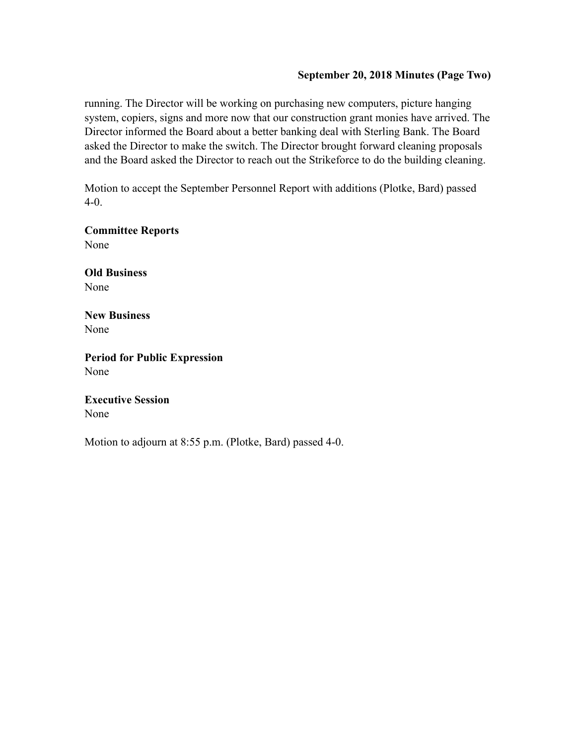running. The Director will be working on purchasing new computers, picture hanging system, copiers, signs and more now that our construction grant monies have arrived. The Director informed the Board about a better banking deal with Sterling Bank. The Board asked the Director to make the switch. The Director brought forward cleaning proposals and the Board asked the Director to reach out the Strikeforce to do the building cleaning.

Motion to accept the September Personnel Report with additions (Plotke, Bard) passed 4-0.

**Committee Reports**
None

**Old Business**
None

**New Business**
None

**Period for Public Expression**
None

**Executive Session**
None

Motion to adjourn at 8:55 p.m. (Plotke, Bard) passed 4-0.